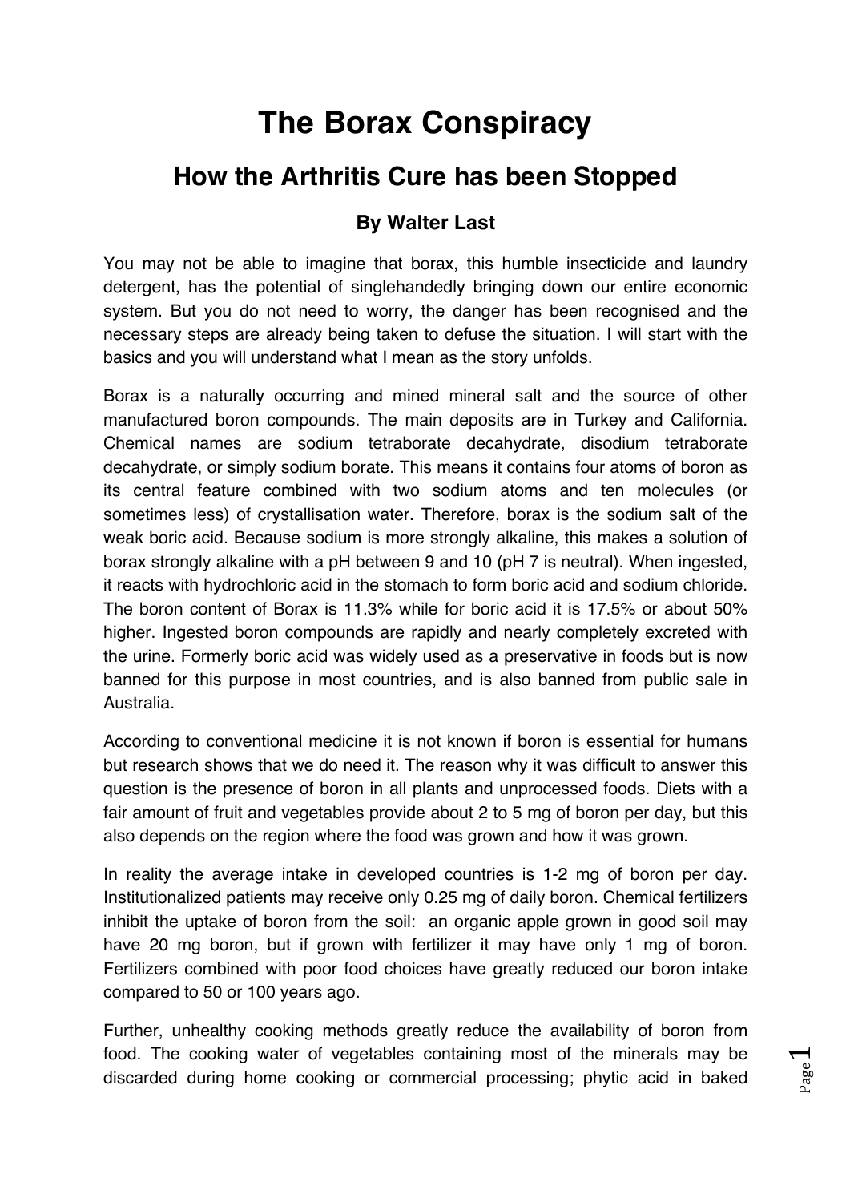# The Borax Conspiracy

## How the Arthritis Cure has been Stopped

### By Walter Last

You may not be able to imagine that borax, this humble insecticide and laundry detergent, has the potential of singlehandedly bringing down our entire economic system. But you do not need to worry, the danger has been recognised and the necessary steps are already being taken to defuse the situation. I will start with the basics and you will understand what I mean as the story unfolds.

Borax is a naturally occurring and mined mineral salt and the source of other manufactured boron compounds. The main deposits are in Turkey and California. Chemical names are sodium tetraborate decahydrate, disodium tetraborate decahydrate, or simply sodium borate. This means it contains four atoms of boron as its central feature combined with two sodium atoms and ten molecules (or sometimes less) of crystallisation water. Therefore, borax is the sodium salt of the weak boric acid. Because sodium is more strongly alkaline, this makes a solution of borax strongly alkaline with a pH between 9 and 10 (pH 7 is neutral). When ingested, it reacts with hydrochloric acid in the stomach to form boric acid and sodium chloride. The boron content of Borax is 11.3% while for boric acid it is 17.5% or about 50% higher. Ingested boron compounds are rapidly and nearly completely excreted with the urine. Formerly boric acid was widely used as a preservative in foods but is now banned for this purpose in most countries, and is also banned from public sale in Australia.

According to conventional medicine it is not known if boron is essential for humans but research shows that we do need it. The reason why it was difficult to answer this question is the presence of boron in all plants and unprocessed foods. Diets with a fair amount of fruit and vegetables provide about 2 to 5 mg of boron per day, but this also depends on the region where the food was grown and how it was grown.

In reality the average intake in developed countries is 1-2 mg of boron per day. Institutionalized patients may receive only 0.25 mg of daily boron. Chemical fertilizers inhibit the uptake of boron from the soil: an organic apple grown in good soil may have 20 mg boron, but if grown with fertilizer it may have only 1 mg of boron. Fertilizers combined with poor food choices have greatly reduced our boron intake compared to 50 or 100 years ago.

Further, unhealthy cooking methods greatly reduce the availability of boron from food. The cooking water of vegetables containing most of the minerals may be discarded during home cooking or commercial processing; phytic acid in baked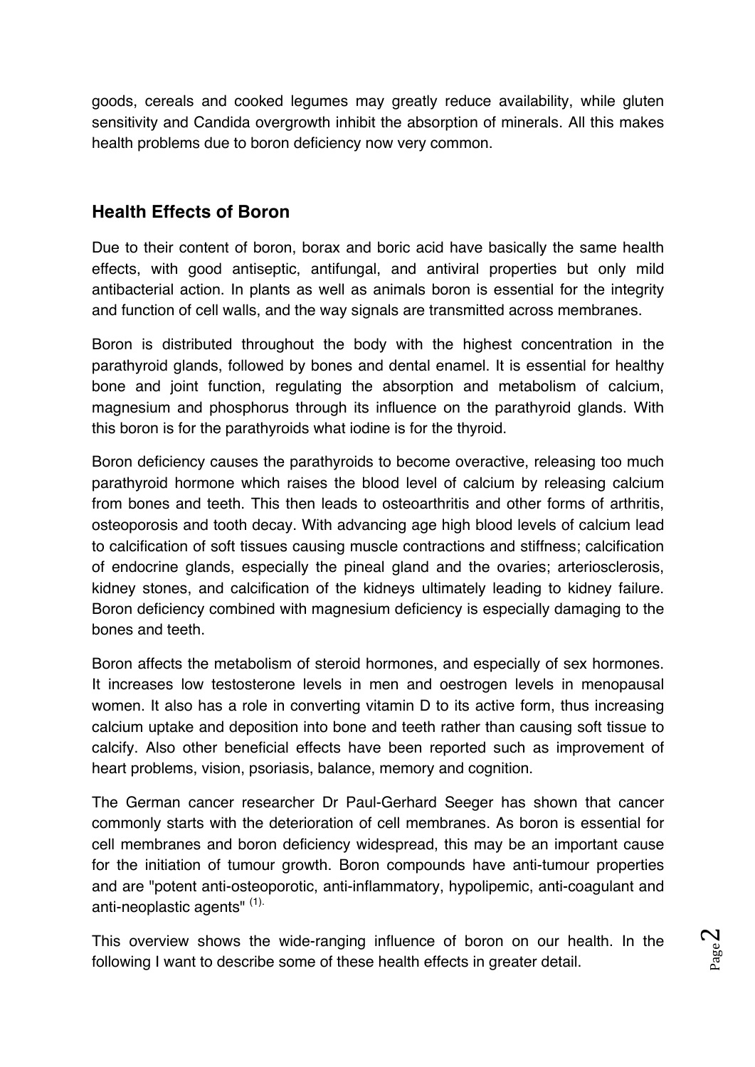goods, cereals and cooked legumes may greatly reduce availability, while gluten sensitivity and Candida overgrowth inhibit the absorption of minerals. All this makes health problems due to boron deficiency now very common.

## Health Effects of Boron

Due to their content of boron, borax and boric acid have basically the same health effects, with good antiseptic, antifungal, and antiviral properties but only mild antibacterial action. In plants as well as animals boron is essential for the integrity and function of cell walls, and the way signals are transmitted across membranes.

Boron is distributed throughout the body with the highest concentration in the parathyroid glands, followed by bones and dental enamel. It is essential for healthy bone and joint function, regulating the absorption and metabolism of calcium, magnesium and phosphorus through its influence on the parathyroid glands. With this boron is for the parathyroids what iodine is for the thyroid.

Boron deficiency causes the parathyroids to become overactive, releasing too much parathyroid hormone which raises the blood level of calcium by releasing calcium from bones and teeth. This then leads to osteoarthritis and other forms of arthritis, osteoporosis and tooth decay. With advancing age high blood levels of calcium lead to calcification of soft tissues causing muscle contractions and stiffness; calcification of endocrine glands, especially the pineal gland and the ovaries; arteriosclerosis, kidney stones, and calcification of the kidneys ultimately leading to kidney failure. Boron deficiency combined with magnesium deficiency is especially damaging to the bones and teeth.

Boron affects the metabolism of steroid hormones, and especially of sex hormones. It increases low testosterone levels in men and oestrogen levels in menopausal women. It also has a role in converting vitamin D to its active form, thus increasing calcium uptake and deposition into bone and teeth rather than causing soft tissue to calcify. Also other beneficial effects have been reported such as improvement of heart problems, vision, psoriasis, balance, memory and cognition.

The German cancer researcher Dr Paul-Gerhard Seeger has shown that cancer commonly starts with the deterioration of cell membranes. As boron is essential for cell membranes and boron deficiency widespread, this may be an important cause for the initiation of tumour growth. Boron compounds have anti-tumour properties and are "potent anti-osteoporotic, anti-inflammatory, hypolipemic, anti-coagulant and anti-neoplastic agents" [1].

This overview shows the wide-ranging influence of boron on our health. In the following I want to describe some of these health effects in greater detail.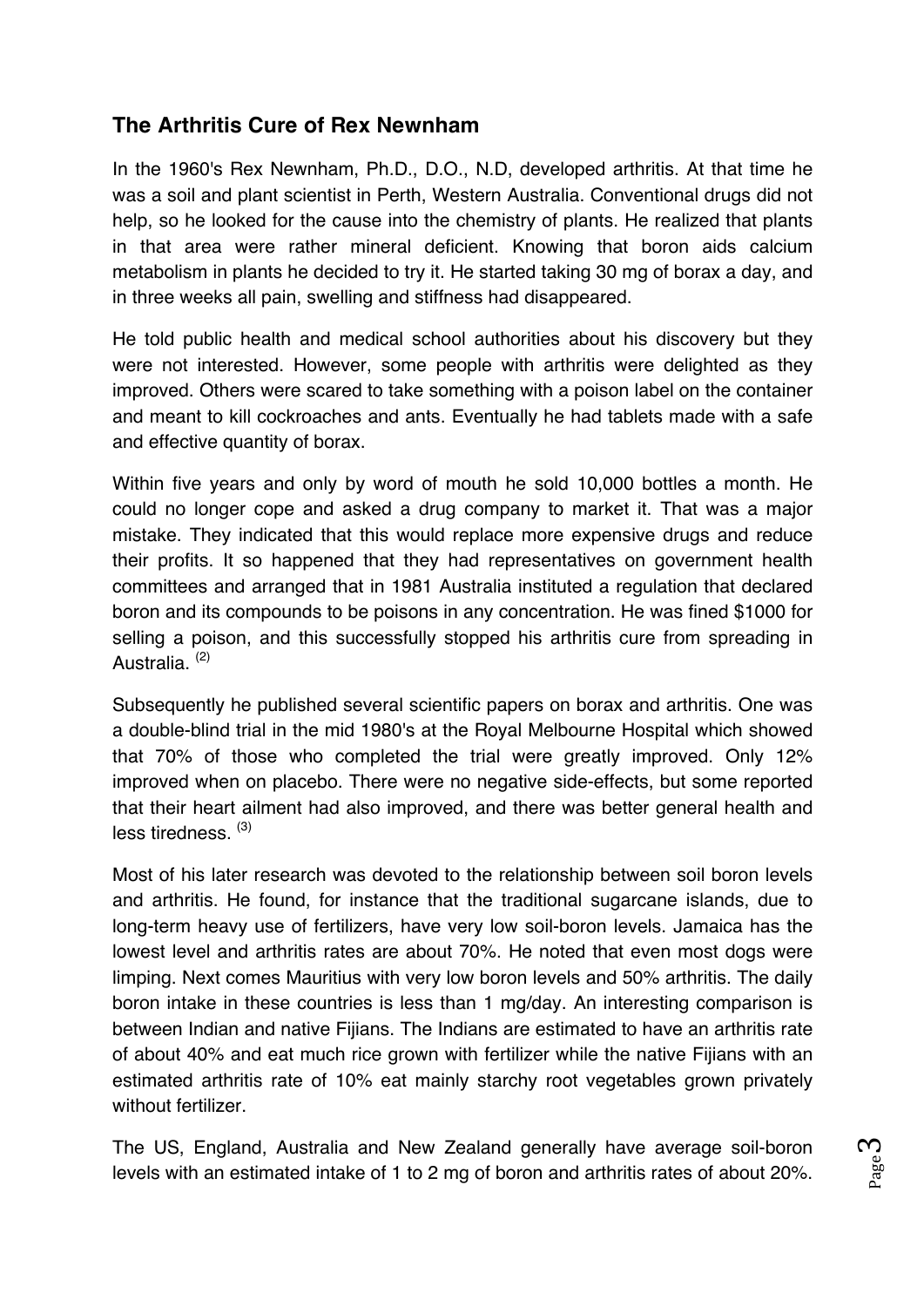## The Arthritis Cure of Rex Newnham

In the 1960's Rex Newnham, Ph.D., D.O., N.D, developed arthritis. At that time he was a soil and plant scientist in Perth, Western Australia. Conventional drugs did not help, so he looked for the cause into the chemistry of plants. He realized that plants in that area were rather mineral deficient. Knowing that boron aids calcium metabolism in plants he decided to try it. He started taking 30 mg of borax a day, and in three weeks all pain, swelling and stiffness had disappeared.

He told public health and medical school authorities about his discovery but they were not interested. However, some people with arthritis were delighted as they improved. Others were scared to take something with a poison label on the container and meant to kill cockroaches and ants. Eventually he had tablets made with a safe and effective quantity of borax.

Within five years and only by word of mouth he sold 10,000 bottles a month. He could no longer cope and asked a drug company to market it. That was a major mistake. They indicated that this would replace more expensive drugs and reduce their profits. It so happened that they had representatives on government health committees and arranged that in 1981 Australia instituted a regulation that declared boron and its compounds to be poisons in any concentration. He was fined $1000 for selling a poison, and this successfully stopped his arthritis cure from spreading in Australia. [2]

Subsequently he published several scientific papers on borax and arthritis. One was a double-blind trial in the mid 1980's at the Royal Melbourne Hospital which showed that 70% of those who completed the trial were greatly improved. Only 12% improved when on placebo. There were no negative side-effects, but some reported that their heart ailment had also improved, and there was better general health and less tiredness. [3]

Most of his later research was devoted to the relationship between soil boron levels and arthritis. He found, for instance that the traditional sugarcane islands, due to long-term heavy use of fertilizers, have very low soil-boron levels. Jamaica has the lowest level and arthritis rates are about 70%. He noted that even most dogs were limping. Next comes Mauritius with very low boron levels and 50% arthritis. The daily boron intake in these countries is less than 1 mg/day. An interesting comparison is between Indian and native Fijians. The Indians are estimated to have an arthritis rate of about 40% and eat much rice grown with fertilizer while the native Fijians with an estimated arthritis rate of 10% eat mainly starchy root vegetables grown privately without fertilizer.

The US, England, Australia and New Zealand generally have average soil-boron levels with an estimated intake of 1 to 2 mg of boron and arthritis rates of about 20%.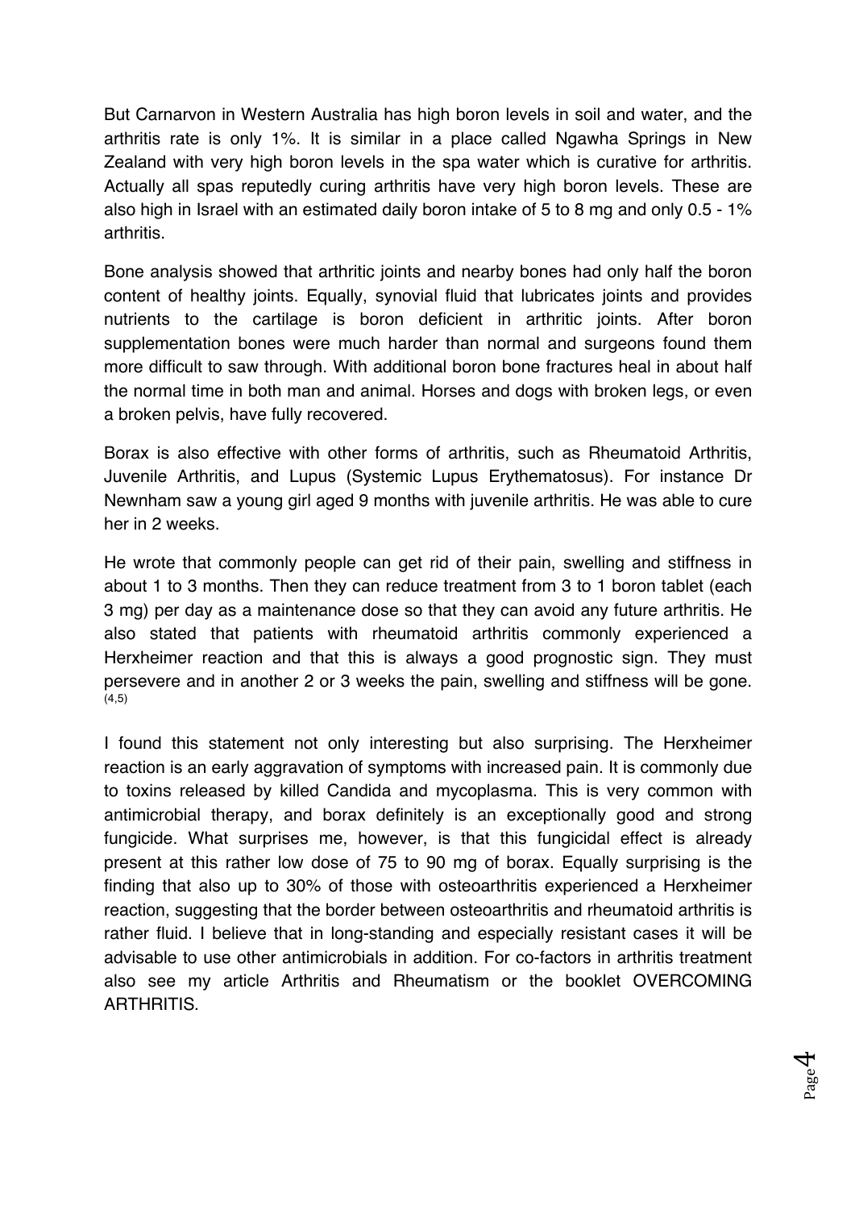But Carnarvon in Western Australia has high boron levels in soil and water, and the arthritis rate is only 1%. It is similar in a place called Ngawha Springs in New Zealand with very high boron levels in the spa water which is curative for arthritis. Actually all spas reputedly curing arthritis have very high boron levels. These are also high in Israel with an estimated daily boron intake of 5 to 8 mg and only 0.5 - 1% arthritis.

Bone analysis showed that arthritic joints and nearby bones had only half the boron content of healthy joints. Equally, synovial fluid that lubricates joints and provides nutrients to the cartilage is boron deficient in arthritic joints. After boron supplementation bones were much harder than normal and surgeons found them more difficult to saw through. With additional boron bone fractures heal in about half the normal time in both man and animal. Horses and dogs with broken legs, or even a broken pelvis, have fully recovered.

Borax is also effective with other forms of arthritis, such as Rheumatoid Arthritis, Juvenile Arthritis, and Lupus (Systemic Lupus Erythematosus). For instance Dr Newnham saw a young girl aged 9 months with juvenile arthritis. He was able to cure her in 2 weeks.

He wrote that commonly people can get rid of their pain, swelling and stiffness in about 1 to 3 months. Then they can reduce treatment from 3 to 1 boron tablet (each 3 mg) per day as a maintenance dose so that they can avoid any future arthritis. He also stated that patients with rheumatoid arthritis commonly experienced a Herxheimer reaction and that this is always a good prognostic sign. They must persevere and in another 2 or 3 weeks the pain, swelling and stiffness will be gone. (4,5)

I found this statement not only interesting but also surprising. The Herxheimer reaction is an early aggravation of symptoms with increased pain. It is commonly due to toxins released by killed Candida and mycoplasma. This is very common with antimicrobial therapy, and borax definitely is an exceptionally good and strong fungicide. What surprises me, however, is that this fungicidal effect is already present at this rather low dose of 75 to 90 mg of borax. Equally surprising is the finding that also up to 30% of those with osteoarthritis experienced a Herxheimer reaction, suggesting that the border between osteoarthritis and rheumatoid arthritis is rather fluid. I believe that in long-standing and especially resistant cases it will be advisable to use other antimicrobials in addition. For co-factors in arthritis treatment also see my article Arthritis and Rheumatism or the booklet OVERCOMING ARTHRITIS.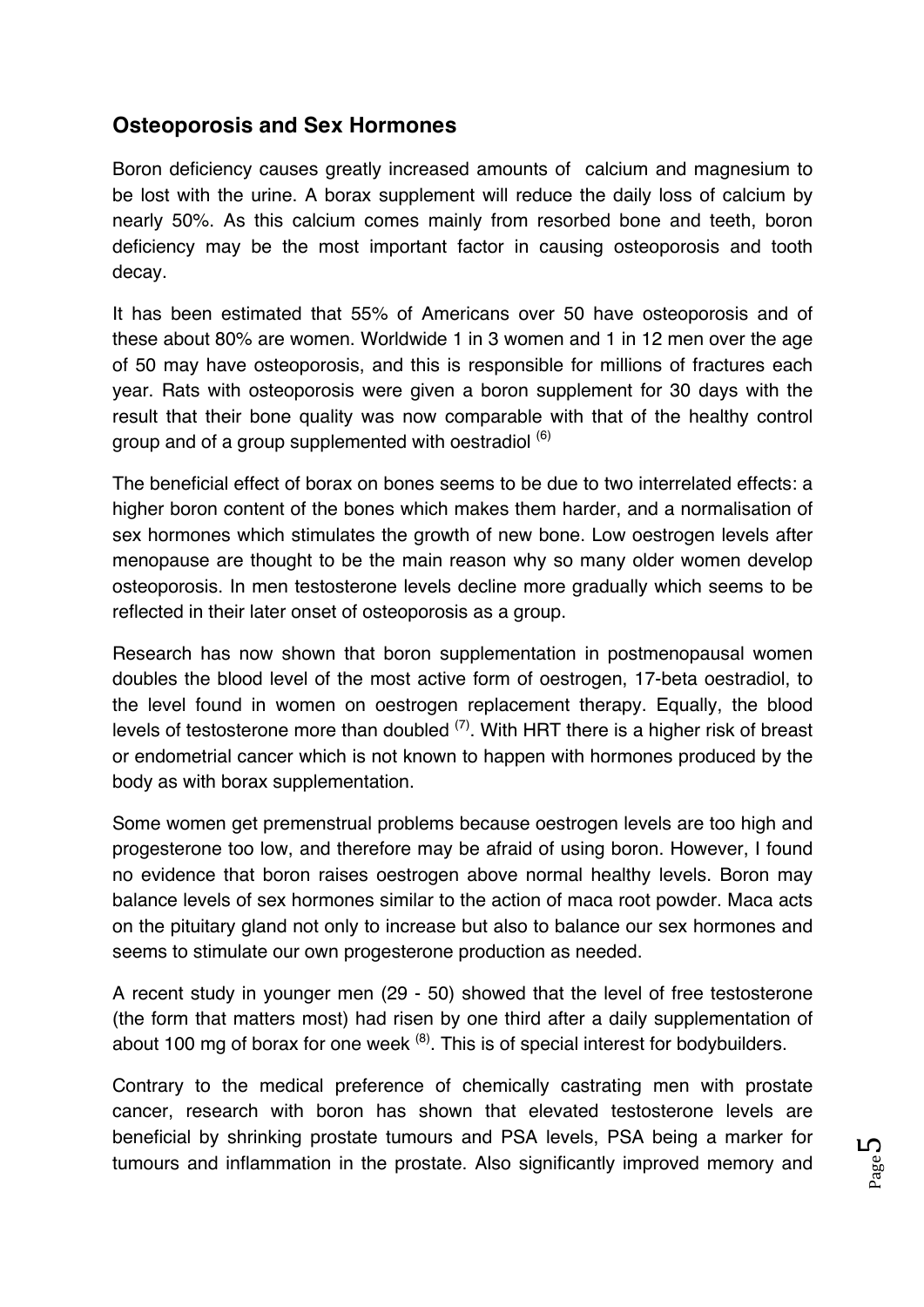## Osteoporosis and Sex Hormones

Boron deficiency causes greatly increased amounts of calcium and magnesium to be lost with the urine. A borax supplement will reduce the daily loss of calcium by nearly 50%. As this calcium comes mainly from resorbed bone and teeth, boron deficiency may be the most important factor in causing osteoporosis and tooth decay.

It has been estimated that 55% of Americans over 50 have osteoporosis and of these about 80% are women. Worldwide 1 in 3 women and 1 in 12 men over the age of 50 may have osteoporosis, and this is responsible for millions of fractures each year. Rats with osteoporosis were given a boron supplement for 30 days with the result that their bone quality was now comparable with that of the healthy control group and of a group supplemented with oestradiol (6)

The beneficial effect of borax on bones seems to be due to two interrelated effects: a higher boron content of the bones which makes them harder, and a normalisation of sex hormones which stimulates the growth of new bone. Low oestrogen levels after menopause are thought to be the main reason why so many older women develop osteoporosis. In men testosterone levels decline more gradually which seems to be reflected in their later onset of osteoporosis as a group.

Research has now shown that boron supplementation in postmenopausal women doubles the blood level of the most active form of oestrogen, 17-beta oestradiol, to the level found in women on oestrogen replacement therapy. Equally, the blood levels of testosterone more than doubled (7). With HRT there is a higher risk of breast or endometrial cancer which is not known to happen with hormones produced by the body as with borax supplementation.

Some women get premenstrual problems because oestrogen levels are too high and progesterone too low, and therefore may be afraid of using boron. However, I found no evidence that boron raises oestrogen above normal healthy levels. Boron may balance levels of sex hormones similar to the action of maca root powder. Maca acts on the pituitary gland not only to increase but also to balance our sex hormones and seems to stimulate our own progesterone production as needed.

A recent study in younger men (29 - 50) showed that the level of free testosterone (the form that matters most) had risen by one third after a daily supplementation of about 100 mg of borax for one week (8). This is of special interest for bodybuilders.

Contrary to the medical preference of chemically castrating men with prostate cancer, research with boron has shown that elevated testosterone levels are beneficial by shrinking prostate tumours and PSA levels, PSA being a marker for tumours and inflammation in the prostate. Also significantly improved memory and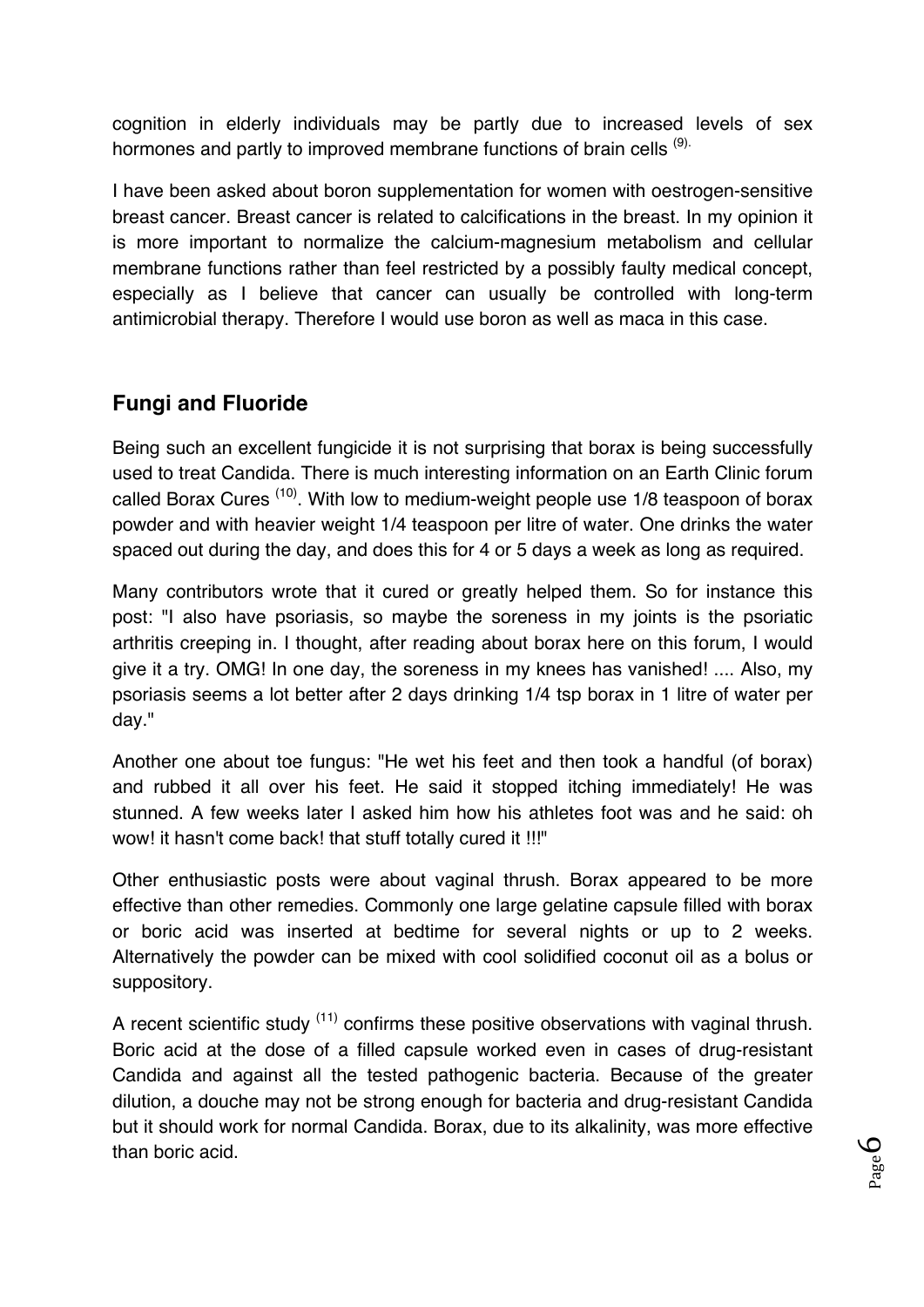cognition in elderly individuals may be partly due to increased levels of sex hormones and partly to improved membrane functions of brain cells [9].

I have been asked about boron supplementation for women with oestrogen-sensitive breast cancer. Breast cancer is related to calcifications in the breast. In my opinion it is more important to normalize the calcium-magnesium metabolism and cellular membrane functions rather than feel restricted by a possibly faulty medical concept, especially as I believe that cancer can usually be controlled with long-term antimicrobial therapy. Therefore I would use boron as well as maca in this case.

## Fungi and Fluoride

Being such an excellent fungicide it is not surprising that borax is being successfully used to treat Candida. There is much interesting information on an Earth Clinic forum called Borax Cures [10]. With low to medium-weight people use 1/8 teaspoon of borax powder and with heavier weight 1/4 teaspoon per litre of water. One drinks the water spaced out during the day, and does this for 4 or 5 days a week as long as required.

Many contributors wrote that it cured or greatly helped them. So for instance this post: "I also have psoriasis, so maybe the soreness in my joints is the psoriatic arthritis creeping in. I thought, after reading about borax here on this forum, I would give it a try. OMG! In one day, the soreness in my knees has vanished! .... Also, my psoriasis seems a lot better after 2 days drinking 1/4 tsp borax in 1 litre of water per day."

Another one about toe fungus: "He wet his feet and then took a handful (of borax) and rubbed it all over his feet. He said it stopped itching immediately! He was stunned. A few weeks later I asked him how his athletes foot was and he said: oh wow! it hasn't come back! that stuff totally cured it !!!"

Other enthusiastic posts were about vaginal thrush. Borax appeared to be more effective than other remedies. Commonly one large gelatine capsule filled with borax or boric acid was inserted at bedtime for several nights or up to 2 weeks. Alternatively the powder can be mixed with cool solidified coconut oil as a bolus or suppository.

A recent scientific study [11] confirms these positive observations with vaginal thrush. Boric acid at the dose of a filled capsule worked even in cases of drug-resistant Candida and against all the tested pathogenic bacteria. Because of the greater dilution, a douche may not be strong enough for bacteria and drug-resistant Candida but it should work for normal Candida. Borax, due to its alkalinity, was more effective than boric acid.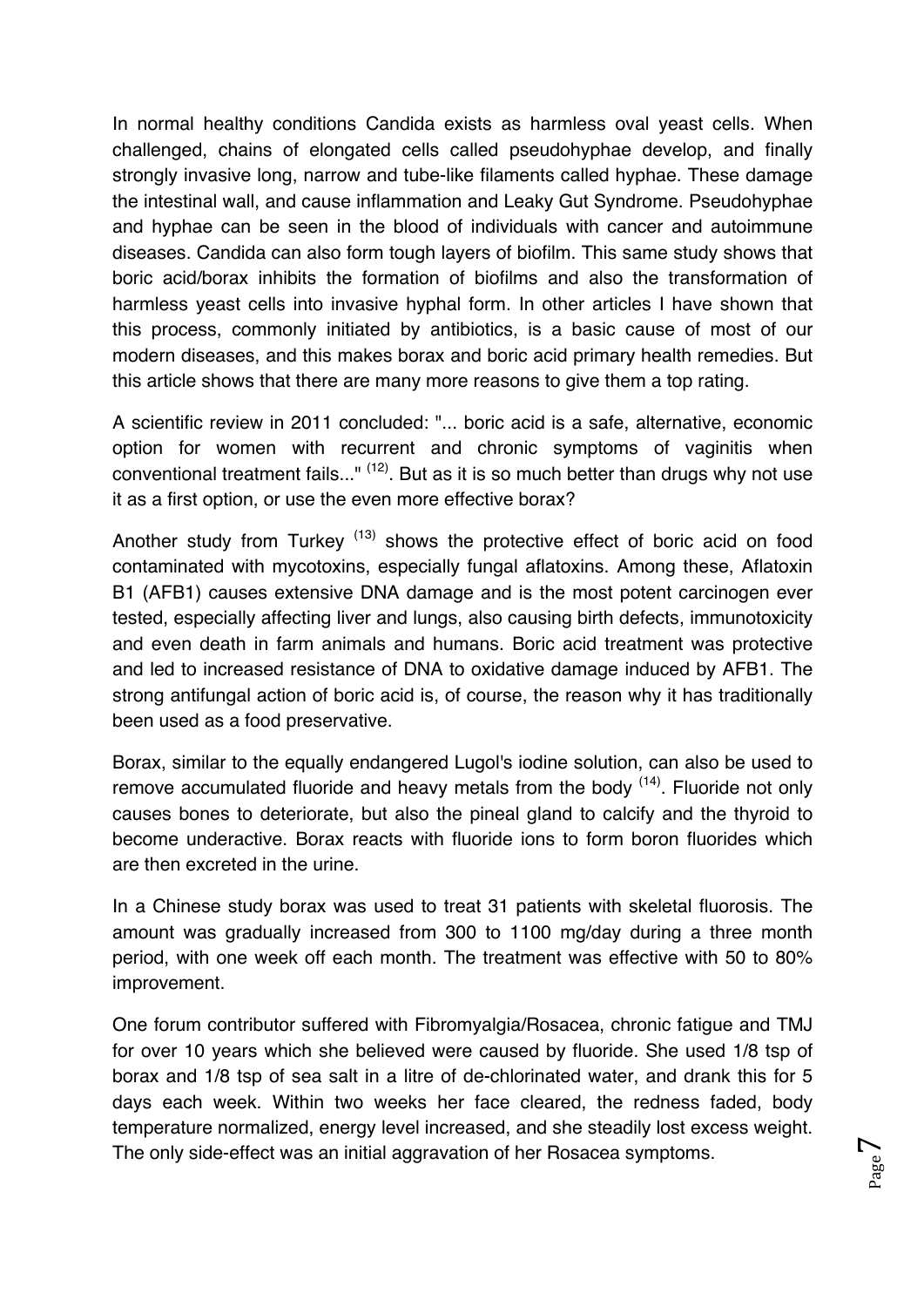In normal healthy conditions Candida exists as harmless oval yeast cells. When challenged, chains of elongated cells called pseudohyphae develop, and finally strongly invasive long, narrow and tube-like filaments called hyphae. These damage the intestinal wall, and cause inflammation and Leaky Gut Syndrome. Pseudohyphae and hyphae can be seen in the blood of individuals with cancer and autoimmune diseases. Candida can also form tough layers of biofilm. This same study shows that boric acid/borax inhibits the formation of biofilms and also the transformation of harmless yeast cells into invasive hyphal form. In other articles I have shown that this process, commonly initiated by antibiotics, is a basic cause of most of our modern diseases, and this makes borax and boric acid primary health remedies. But this article shows that there are many more reasons to give them a top rating.

A scientific review in 2011 concluded: "... boric acid is a safe, alternative, economic option for women with recurrent and chronic symptoms of vaginitis when conventional treatment fails..." [12]. But as it is so much better than drugs why not use it as a first option, or use the even more effective borax?

Another study from Turkey [13] shows the protective effect of boric acid on food contaminated with mycotoxins, especially fungal aflatoxins. Among these, Aflatoxin B1 (AFB1) causes extensive DNA damage and is the most potent carcinogen ever tested, especially affecting liver and lungs, also causing birth defects, immunotoxicity and even death in farm animals and humans. Boric acid treatment was protective and led to increased resistance of DNA to oxidative damage induced by AFB1. The strong antifungal action of boric acid is, of course, the reason why it has traditionally been used as a food preservative.

Borax, similar to the equally endangered Lugol's iodine solution, can also be used to remove accumulated fluoride and heavy metals from the body [14]. Fluoride not only causes bones to deteriorate, but also the pineal gland to calcify and the thyroid to become underactive. Borax reacts with fluoride ions to form boron fluorides which are then excreted in the urine.

In a Chinese study borax was used to treat 31 patients with skeletal fluorosis. The amount was gradually increased from 300 to 1100 mg/day during a three month period, with one week off each month. The treatment was effective with 50 to 80% improvement.

One forum contributor suffered with Fibromyalgia/Rosacea, chronic fatigue and TMJ for over 10 years which she believed were caused by fluoride. She used 1/8 tsp of borax and 1/8 tsp of sea salt in a litre of de-chlorinated water, and drank this for 5 days each week. Within two weeks her face cleared, the redness faded, body temperature normalized, energy level increased, and she steadily lost excess weight. The only side-effect was an initial aggravation of her Rosacea symptoms.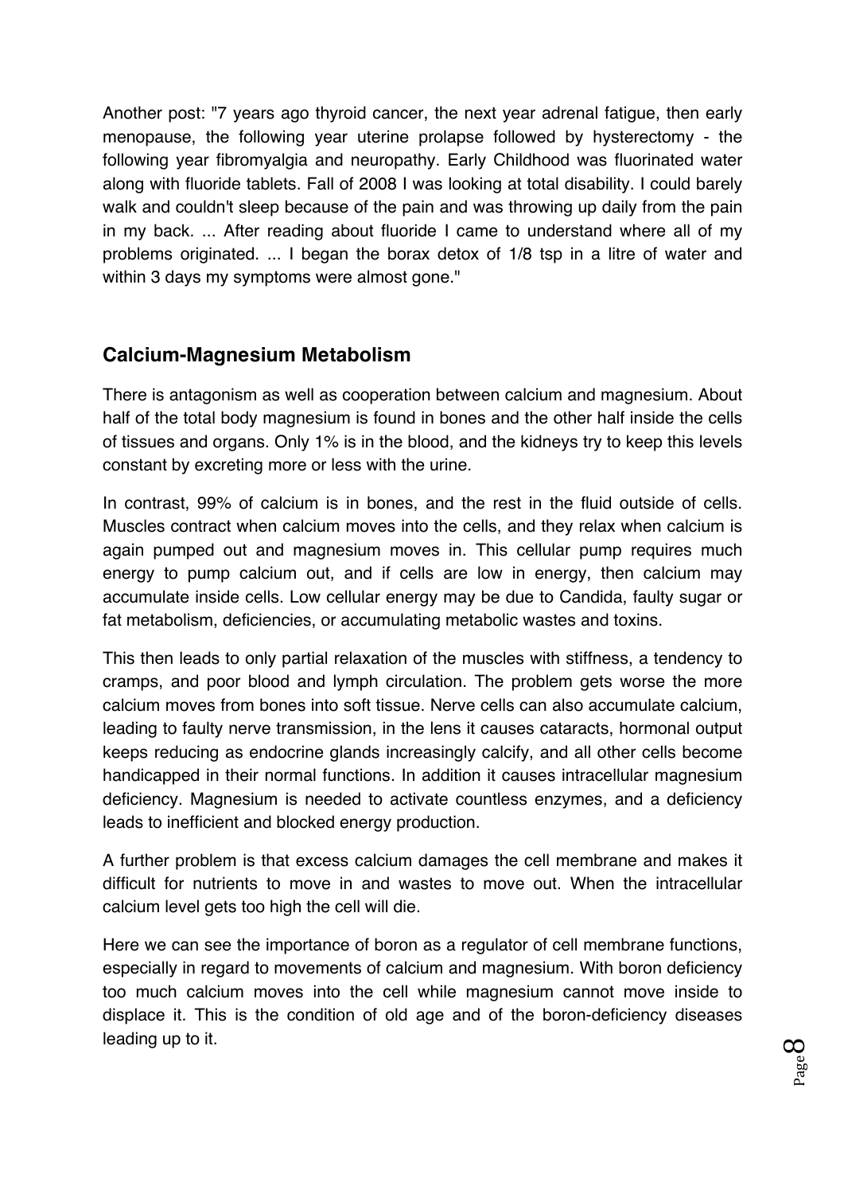Another post: "7 years ago thyroid cancer, the next year adrenal fatigue, then early menopause, the following year uterine prolapse followed by hysterectomy - the following year fibromyalgia and neuropathy. Early Childhood was fluorinated water along with fluoride tablets. Fall of 2008 I was looking at total disability. I could barely walk and couldn't sleep because of the pain and was throwing up daily from the pain in my back. ... After reading about fluoride I came to understand where all of my problems originated. ... I began the borax detox of 1/8 tsp in a litre of water and within 3 days my symptoms were almost gone."

## Calcium-Magnesium Metabolism

There is antagonism as well as cooperation between calcium and magnesium. About half of the total body magnesium is found in bones and the other half inside the cells of tissues and organs. Only 1% is in the blood, and the kidneys try to keep this levels constant by excreting more or less with the urine.

In contrast, 99% of calcium is in bones, and the rest in the fluid outside of cells. Muscles contract when calcium moves into the cells, and they relax when calcium is again pumped out and magnesium moves in. This cellular pump requires much energy to pump calcium out, and if cells are low in energy, then calcium may accumulate inside cells. Low cellular energy may be due to Candida, faulty sugar or fat metabolism, deficiencies, or accumulating metabolic wastes and toxins.

This then leads to only partial relaxation of the muscles with stiffness, a tendency to cramps, and poor blood and lymph circulation. The problem gets worse the more calcium moves from bones into soft tissue. Nerve cells can also accumulate calcium, leading to faulty nerve transmission, in the lens it causes cataracts, hormonal output keeps reducing as endocrine glands increasingly calcify, and all other cells become handicapped in their normal functions. In addition it causes intracellular magnesium deficiency. Magnesium is needed to activate countless enzymes, and a deficiency leads to inefficient and blocked energy production.

A further problem is that excess calcium damages the cell membrane and makes it difficult for nutrients to move in and wastes to move out. When the intracellular calcium level gets too high the cell will die.

Here we can see the importance of boron as a regulator of cell membrane functions, especially in regard to movements of calcium and magnesium. With boron deficiency too much calcium moves into the cell while magnesium cannot move inside to displace it. This is the condition of old age and of the boron-deficiency diseases leading up to it.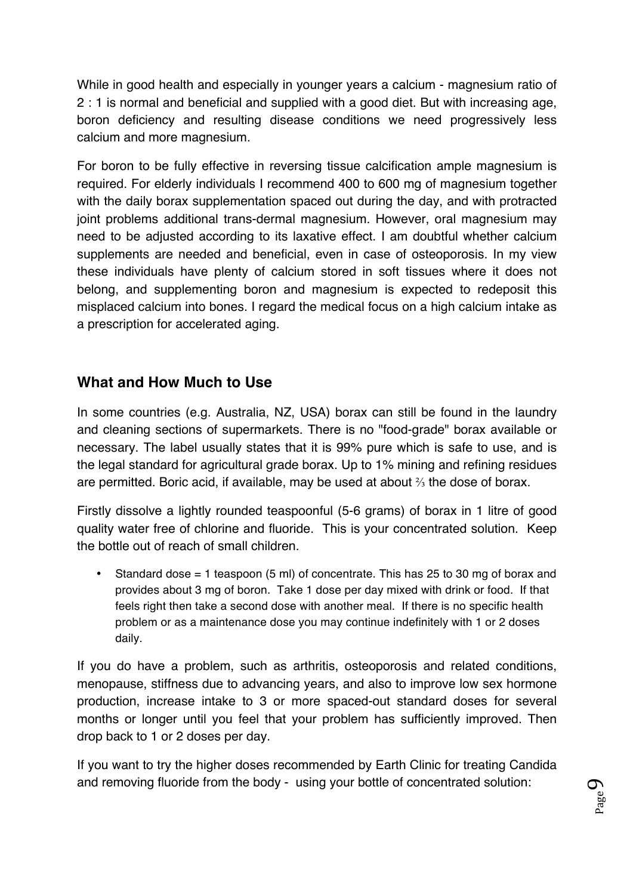While in good health and especially in younger years a calcium - magnesium ratio of 2 : 1 is normal and beneficial and supplied with a good diet. But with increasing age, boron deficiency and resulting disease conditions we need progressively less calcium and more magnesium.

For boron to be fully effective in reversing tissue calcification ample magnesium is required. For elderly individuals I recommend 400 to 600 mg of magnesium together with the daily borax supplementation spaced out during the day, and with protracted joint problems additional trans-dermal magnesium. However, oral magnesium may need to be adjusted according to its laxative effect. I am doubtful whether calcium supplements are needed and beneficial, even in case of osteoporosis. In my view these individuals have plenty of calcium stored in soft tissues where it does not belong, and supplementing boron and magnesium is expected to redeposit this misplaced calcium into bones. I regard the medical focus on a high calcium intake as a prescription for accelerated aging.

## What and How Much to Use

In some countries (e.g. Australia, NZ, USA) borax can still be found in the laundry and cleaning sections of supermarkets. There is no "food-grade" borax available or necessary. The label usually states that it is 99% pure which is safe to use, and is the legal standard for agricultural grade borax. Up to 1% mining and refining residues are permitted. Boric acid, if available, may be used at about ⅔ the dose of borax.

Firstly dissolve a lightly rounded teaspoonful (5-6 grams) of borax in 1 litre of good quality water free of chlorine and fluoride. This is your concentrated solution. Keep the bottle out of reach of small children.

- Standard dose = 1 teaspoon (5 ml) of concentrate. This has 25 to 30 mg of borax and provides about 3 mg of boron. Take 1 dose per day mixed with drink or food. If that feels right then take a second dose with another meal. If there is no specific health problem or as a maintenance dose you may continue indefinitely with 1 or 2 doses daily.

If you do have a problem, such as arthritis, osteoporosis and related conditions, menopause, stiffness due to advancing years, and also to improve low sex hormone production, increase intake to 3 or more spaced-out standard doses for several months or longer until you feel that your problem has sufficiently improved. Then drop back to 1 or 2 doses per day.

If you want to try the higher doses recommended by Earth Clinic for treating Candida and removing fluoride from the body - using your bottle of concentrated solution: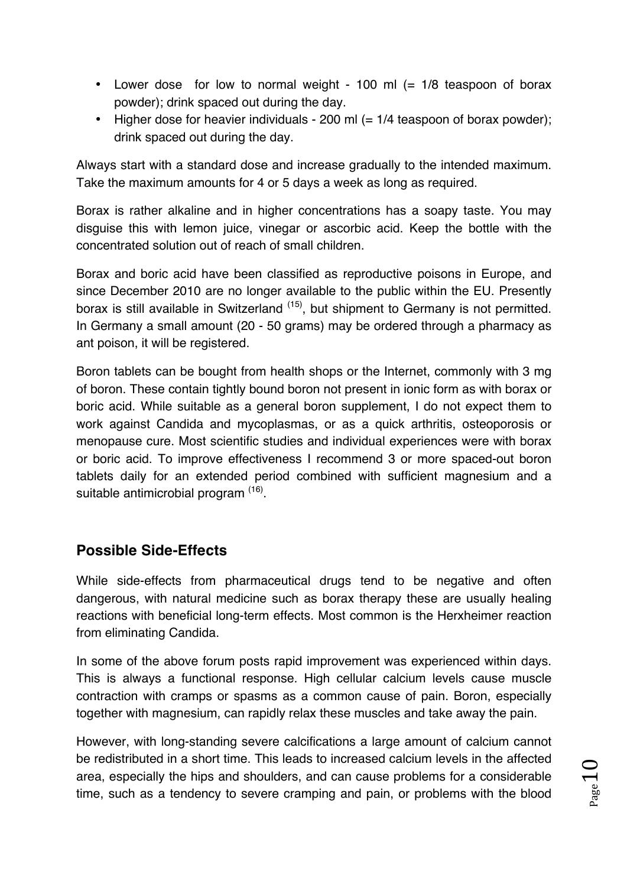- Lower dose for low to normal weight - 100 ml (= 1/8 teaspoon of borax powder); drink spaced out during the day.
- Higher dose for heavier individuals - 200 ml (= 1/4 teaspoon of borax powder); drink spaced out during the day.

Always start with a standard dose and increase gradually to the intended maximum. Take the maximum amounts for 4 or 5 days a week as long as required.

Borax is rather alkaline and in higher concentrations has a soapy taste. You may disguise this with lemon juice, vinegar or ascorbic acid. Keep the bottle with the concentrated solution out of reach of small children.

Borax and boric acid have been classified as reproductive poisons in Europe, and since December 2010 are no longer available to the public within the EU. Presently borax is still available in Switzerland [(15)], but shipment to Germany is not permitted. In Germany a small amount (20 - 50 grams) may be ordered through a pharmacy as ant poison, it will be registered.

Boron tablets can be bought from health shops or the Internet, commonly with 3 mg of boron. These contain tightly bound boron not present in ionic form as with borax or boric acid. While suitable as a general boron supplement, I do not expect them to work against Candida and mycoplasmas, or as a quick arthritis, osteoporosis or menopause cure. Most scientific studies and individual experiences were with borax or boric acid. To improve effectiveness I recommend 3 or more spaced-out boron tablets daily for an extended period combined with sufficient magnesium and a suitable antimicrobial program [(16)].

## Possible Side-Effects

While side-effects from pharmaceutical drugs tend to be negative and often dangerous, with natural medicine such as borax therapy these are usually healing reactions with beneficial long-term effects. Most common is the Herxheimer reaction from eliminating Candida.

In some of the above forum posts rapid improvement was experienced within days. This is always a functional response. High cellular calcium levels cause muscle contraction with cramps or spasms as a common cause of pain. Boron, especially together with magnesium, can rapidly relax these muscles and take away the pain.

However, with long-standing severe calcifications a large amount of calcium cannot be redistributed in a short time. This leads to increased calcium levels in the affected area, especially the hips and shoulders, and can cause problems for a considerable time, such as a tendency to severe cramping and pain, or problems with the blood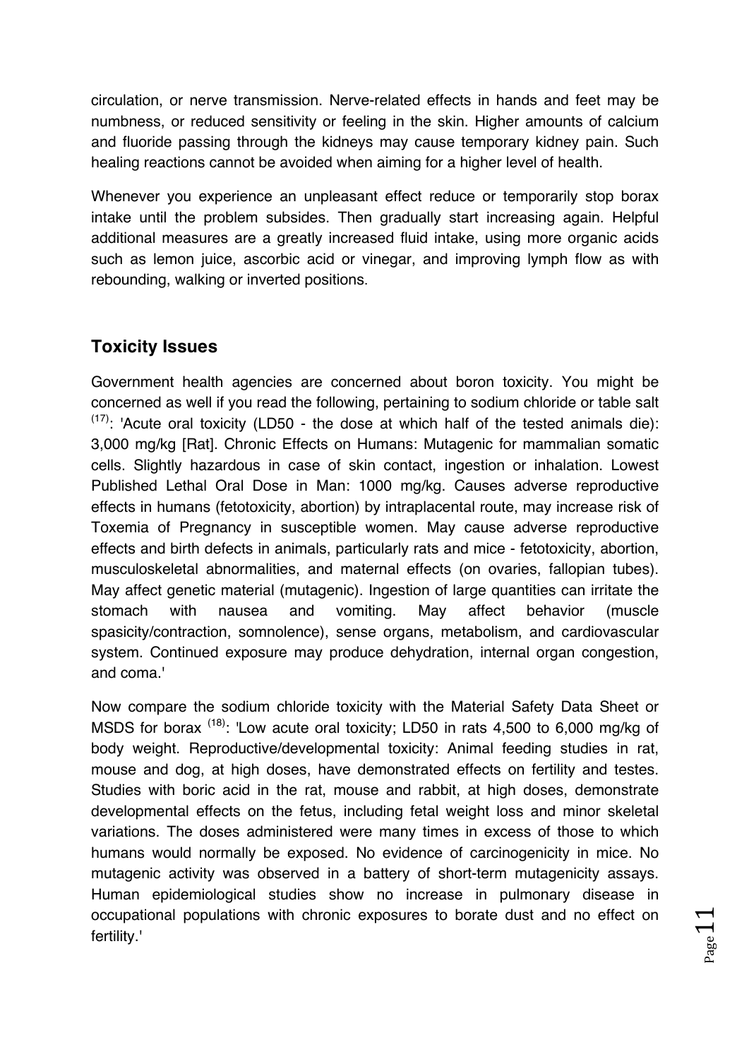circulation, or nerve transmission. Nerve-related effects in hands and feet may be numbness, or reduced sensitivity or feeling in the skin. Higher amounts of calcium and fluoride passing through the kidneys may cause temporary kidney pain. Such healing reactions cannot be avoided when aiming for a higher level of health.

Whenever you experience an unpleasant effect reduce or temporarily stop borax intake until the problem subsides. Then gradually start increasing again. Helpful additional measures are a greatly increased fluid intake, using more organic acids such as lemon juice, ascorbic acid or vinegar, and improving lymph flow as with rebounding, walking or inverted positions.

## Toxicity Issues

Government health agencies are concerned about boron toxicity. You might be concerned as well if you read the following, pertaining to sodium chloride or table salt [17]: 'Acute oral toxicity (LD50 - the dose at which half of the tested animals die): 3,000 mg/kg [Rat]. Chronic Effects on Humans: Mutagenic for mammalian somatic cells. Slightly hazardous in case of skin contact, ingestion or inhalation. Lowest Published Lethal Oral Dose in Man: 1000 mg/kg. Causes adverse reproductive effects in humans (fetotoxicity, abortion) by intraplacental route, may increase risk of Toxemia of Pregnancy in susceptible women. May cause adverse reproductive effects and birth defects in animals, particularly rats and mice - fetotoxicity, abortion, musculoskeletal abnormalities, and maternal effects (on ovaries, fallopian tubes). May affect genetic material (mutagenic). Ingestion of large quantities can irritate the stomach with nausea and vomiting. May affect behavior (muscle spasicity/contraction, somnolence), sense organs, metabolism, and cardiovascular system. Continued exposure may produce dehydration, internal organ congestion, and coma.'

Now compare the sodium chloride toxicity with the Material Safety Data Sheet or MSDS for borax [18]: 'Low acute oral toxicity; LD50 in rats 4,500 to 6,000 mg/kg of body weight. Reproductive/developmental toxicity: Animal feeding studies in rat, mouse and dog, at high doses, have demonstrated effects on fertility and testes. Studies with boric acid in the rat, mouse and rabbit, at high doses, demonstrate developmental effects on the fetus, including fetal weight loss and minor skeletal variations. The doses administered were many times in excess of those to which humans would normally be exposed. No evidence of carcinogenicity in mice. No mutagenic activity was observed in a battery of short-term mutagenicity assays. Human epidemiological studies show no increase in pulmonary disease in occupational populations with chronic exposures to borate dust and no effect on fertility.'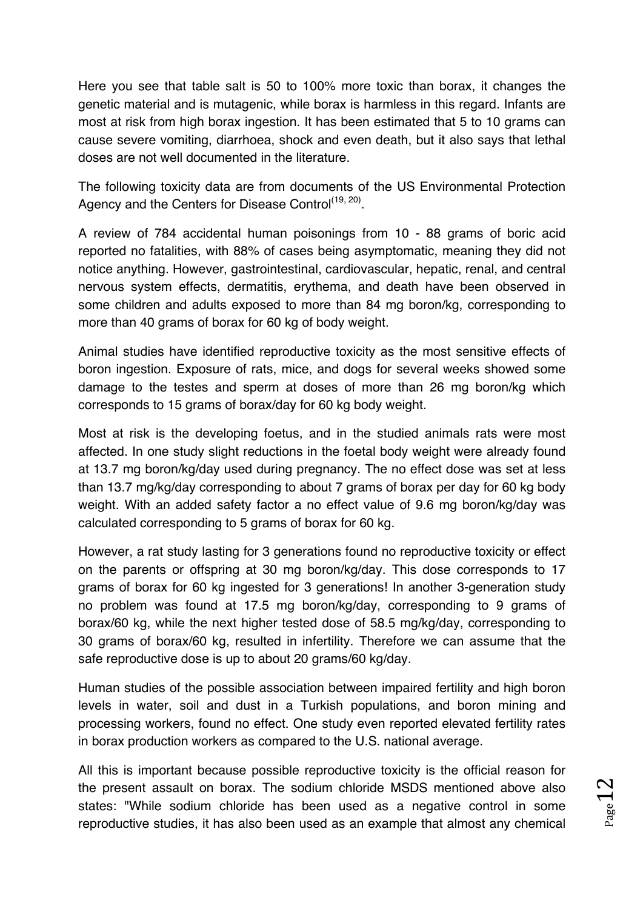Here you see that table salt is 50 to 100% more toxic than borax, it changes the genetic material and is mutagenic, while borax is harmless in this regard. Infants are most at risk from high borax ingestion. It has been estimated that 5 to 10 grams can cause severe vomiting, diarrhoea, shock and even death, but it also says that lethal doses are not well documented in the literature.

The following toxicity data are from documents of the US Environmental Protection Agency and the Centers for Disease Control[19, 20].

A review of 784 accidental human poisonings from 10 - 88 grams of boric acid reported no fatalities, with 88% of cases being asymptomatic, meaning they did not notice anything. However, gastrointestinal, cardiovascular, hepatic, renal, and central nervous system effects, dermatitis, erythema, and death have been observed in some children and adults exposed to more than 84 mg boron/kg, corresponding to more than 40 grams of borax for 60 kg of body weight.

Animal studies have identified reproductive toxicity as the most sensitive effects of boron ingestion. Exposure of rats, mice, and dogs for several weeks showed some damage to the testes and sperm at doses of more than 26 mg boron/kg which corresponds to 15 grams of borax/day for 60 kg body weight.

Most at risk is the developing foetus, and in the studied animals rats were most affected. In one study slight reductions in the foetal body weight were already found at 13.7 mg boron/kg/day used during pregnancy. The no effect dose was set at less than 13.7 mg/kg/day corresponding to about 7 grams of borax per day for 60 kg body weight. With an added safety factor a no effect value of 9.6 mg boron/kg/day was calculated corresponding to 5 grams of borax for 60 kg.

However, a rat study lasting for 3 generations found no reproductive toxicity or effect on the parents or offspring at 30 mg boron/kg/day. This dose corresponds to 17 grams of borax for 60 kg ingested for 3 generations! In another 3-generation study no problem was found at 17.5 mg boron/kg/day, corresponding to 9 grams of borax/60 kg, while the next higher tested dose of 58.5 mg/kg/day, corresponding to 30 grams of borax/60 kg, resulted in infertility. Therefore we can assume that the safe reproductive dose is up to about 20 grams/60 kg/day.

Human studies of the possible association between impaired fertility and high boron levels in water, soil and dust in a Turkish populations, and boron mining and processing workers, found no effect. One study even reported elevated fertility rates in borax production workers as compared to the U.S. national average.

All this is important because possible reproductive toxicity is the official reason for the present assault on borax. The sodium chloride MSDS mentioned above also states: "While sodium chloride has been used as a negative control in some reproductive studies, it has also been used as an example that almost any chemical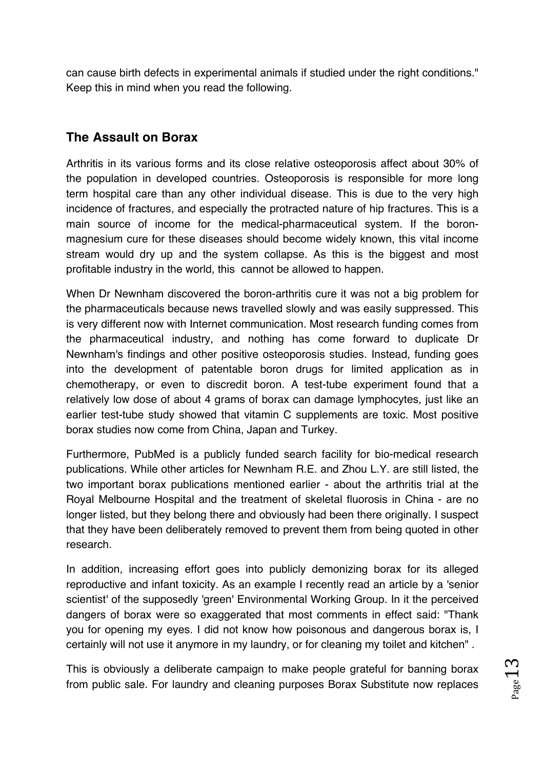can cause birth defects in experimental animals if studied under the right conditions." Keep this in mind when you read the following.

## The Assault on Borax

Arthritis in its various forms and its close relative osteoporosis affect about 30% of the population in developed countries. Osteoporosis is responsible for more long term hospital care than any other individual disease. This is due to the very high incidence of fractures, and especially the protracted nature of hip fractures. This is a main source of income for the medical-pharmaceutical system. If the boron-magnesium cure for these diseases should become widely known, this vital income stream would dry up and the system collapse. As this is the biggest and most profitable industry in the world, this cannot be allowed to happen.

When Dr Newnham discovered the boron-arthritis cure it was not a big problem for the pharmaceuticals because news travelled slowly and was easily suppressed. This is very different now with Internet communication. Most research funding comes from the pharmaceutical industry, and nothing has come forward to duplicate Dr Newnham's findings and other positive osteoporosis studies. Instead, funding goes into the development of patentable boron drugs for limited application as in chemotherapy, or even to discredit boron. A test-tube experiment found that a relatively low dose of about 4 grams of borax can damage lymphocytes, just like an earlier test-tube study showed that vitamin C supplements are toxic. Most positive borax studies now come from China, Japan and Turkey.

Furthermore, PubMed is a publicly funded search facility for bio-medical research publications. While other articles for Newnham R.E. and Zhou L.Y. are still listed, the two important borax publications mentioned earlier - about the arthritis trial at the Royal Melbourne Hospital and the treatment of skeletal fluorosis in China - are no longer listed, but they belong there and obviously had been there originally. I suspect that they have been deliberately removed to prevent them from being quoted in other research.

In addition, increasing effort goes into publicly demonizing borax for its alleged reproductive and infant toxicity. As an example I recently read an article by a 'senior scientist' of the supposedly 'green' Environmental Working Group. In it the perceived dangers of borax were so exaggerated that most comments in effect said: "Thank you for opening my eyes. I did not know how poisonous and dangerous borax is, I certainly will not use it anymore in my laundry, or for cleaning my toilet and kitchen" .

This is obviously a deliberate campaign to make people grateful for banning borax from public sale. For laundry and cleaning purposes Borax Substitute now replaces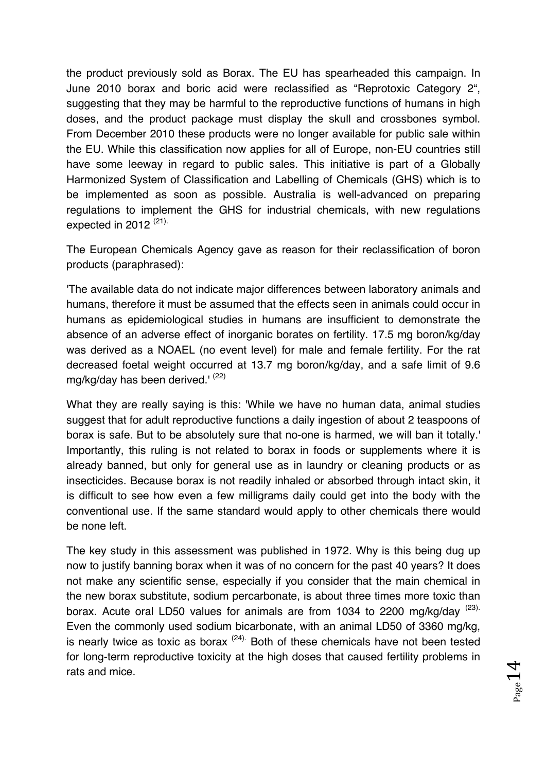the product previously sold as Borax. The EU has spearheaded this campaign. In June 2010 borax and boric acid were reclassified as "Reprotoxic Category 2", suggesting that they may be harmful to the reproductive functions of humans in high doses, and the product package must display the skull and crossbones symbol. From December 2010 these products were no longer available for public sale within the EU. While this classification now applies for all of Europe, non-EU countries still have some leeway in regard to public sales. This initiative is part of a Globally Harmonized System of Classification and Labelling of Chemicals (GHS) which is to be implemented as soon as possible. Australia is well-advanced on preparing regulations to implement the GHS for industrial chemicals, with new regulations expected in 2012 [21].

The European Chemicals Agency gave as reason for their reclassification of boron products (paraphrased):

'The available data do not indicate major differences between laboratory animals and humans, therefore it must be assumed that the effects seen in animals could occur in humans as epidemiological studies in humans are insufficient to demonstrate the absence of an adverse effect of inorganic borates on fertility. 17.5 mg boron/kg/day was derived as a NOAEL (no event level) for male and female fertility. For the rat decreased foetal weight occurred at 13.7 mg boron/kg/day, and a safe limit of 9.6 mg/kg/day has been derived.' [22]

What they are really saying is this: 'While we have no human data, animal studies suggest that for adult reproductive functions a daily ingestion of about 2 teaspoons of borax is safe. But to be absolutely sure that no-one is harmed, we will ban it totally.' Importantly, this ruling is not related to borax in foods or supplements where it is already banned, but only for general use as in laundry or cleaning products or as insecticides. Because borax is not readily inhaled or absorbed through intact skin, it is difficult to see how even a few milligrams daily could get into the body with the conventional use. If the same standard would apply to other chemicals there would be none left.

The key study in this assessment was published in 1972. Why is this being dug up now to justify banning borax when it was of no concern for the past 40 years? It does not make any scientific sense, especially if you consider that the main chemical in the new borax substitute, sodium percarbonate, is about three times more toxic than borax. Acute oral LD50 values for animals are from 1034 to 2200 mg/kg/day [23]. Even the commonly used sodium bicarbonate, with an animal LD50 of 3360 mg/kg, is nearly twice as toxic as borax [24]. Both of these chemicals have not been tested for long-term reproductive toxicity at the high doses that caused fertility problems in rats and mice.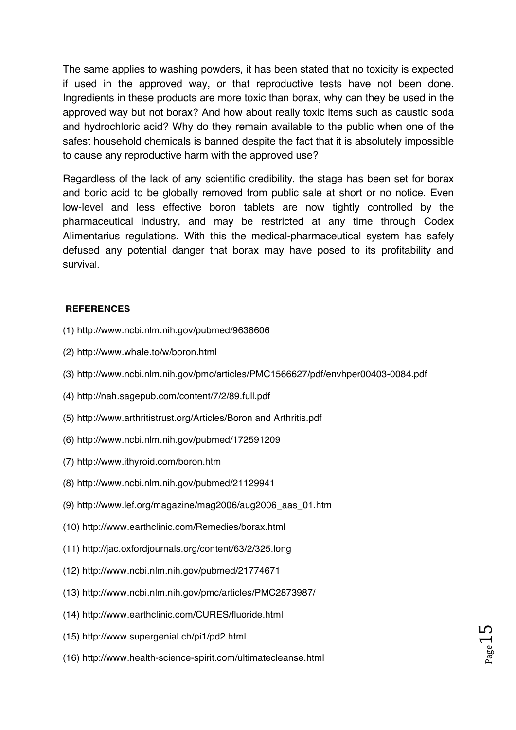The same applies to washing powders, it has been stated that no toxicity is expected if used in the approved way, or that reproductive tests have not been done. Ingredients in these products are more toxic than borax, why can they be used in the approved way but not borax? And how about really toxic items such as caustic soda and hydrochloric acid? Why do they remain available to the public when one of the safest household chemicals is banned despite the fact that it is absolutely impossible to cause any reproductive harm with the approved use?

Regardless of the lack of any scientific credibility, the stage has been set for borax and boric acid to be globally removed from public sale at short or no notice. Even low-level and less effective boron tablets are now tightly controlled by the pharmaceutical industry, and may be restricted at any time through Codex Alimentarius regulations. With this the medical-pharmaceutical system has safely defused any potential danger that borax may have posed to its profitability and survival.

**REFERENCES**

(1) http://www.ncbi.nlm.nih.gov/pubmed/9638606

(2) http://www.whale.to/w/boron.html

(3) http://www.ncbi.nlm.nih.gov/pmc/articles/PMC1566627/pdf/envhper00403-0084.pdf

(4) http://nah.sagepub.com/content/7/2/89.full.pdf

(5) http://www.arthritistrust.org/Articles/Boron and Arthritis.pdf

(6) http://www.ncbi.nlm.nih.gov/pubmed/172591209

(7) http://www.ithyroid.com/boron.htm

(8) http://www.ncbi.nlm.nih.gov/pubmed/21129941

(9) http://www.lef.org/magazine/mag2006/aug2006_aas_01.htm

(10) http://www.earthclinic.com/Remedies/borax.html

(11) http://jac.oxfordjournals.org/content/63/2/325.long

(12) http://www.ncbi.nlm.nih.gov/pubmed/21774671

(13) http://www.ncbi.nlm.nih.gov/pmc/articles/PMC2873987/

(14) http://www.earthclinic.com/CURES/fluoride.html

(15) http://www.supergenial.ch/pi1/pd2.html

(16) http://www.health-science-spirit.com/ultimatecleanse.html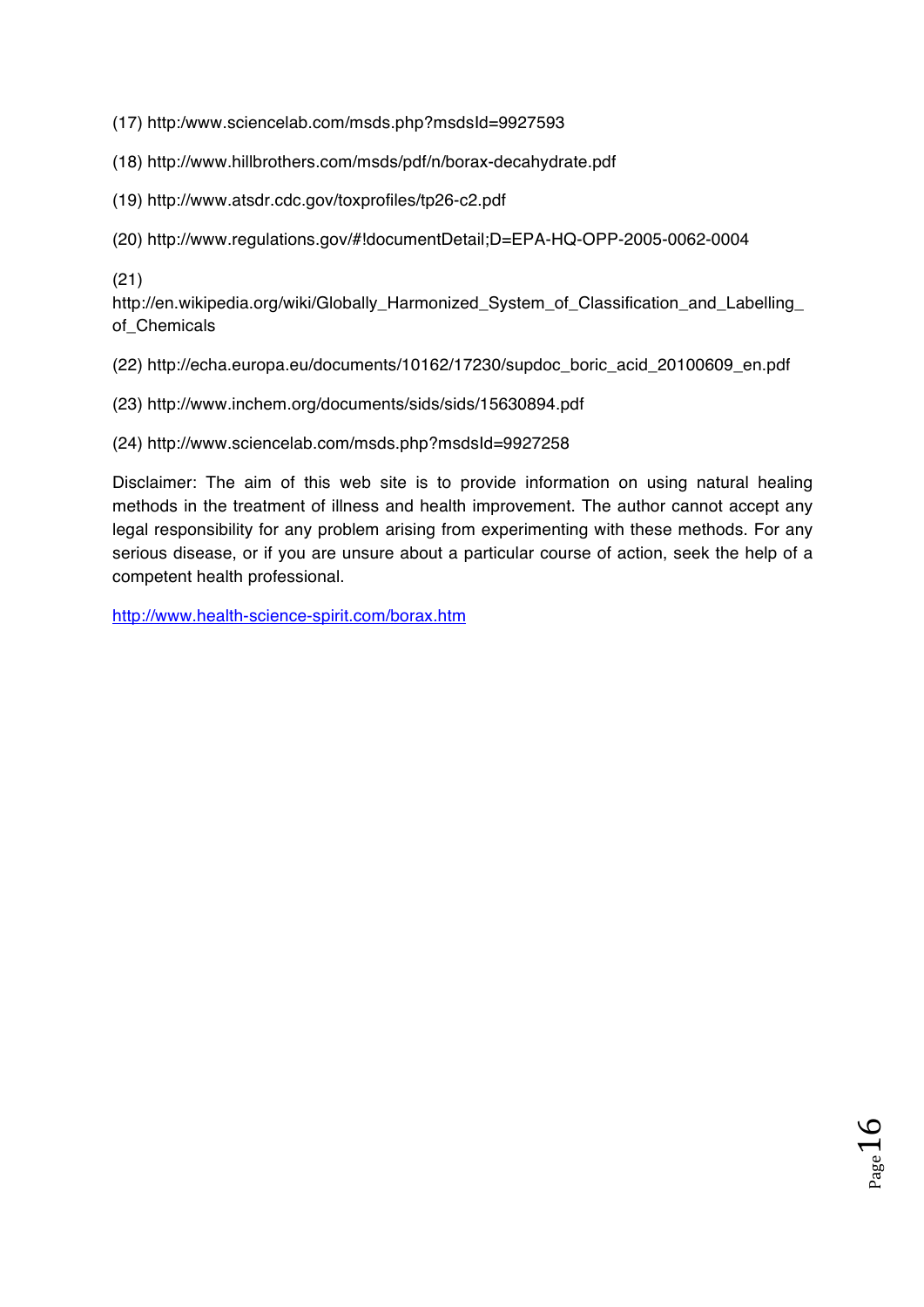(17) http:/www.sciencelab.com/msds.php?msdsId=9927593

(18) http://www.hillbrothers.com/msds/pdf/n/borax-decahydrate.pdf

(19) http://www.atsdr.cdc.gov/toxprofiles/tp26-c2.pdf

(20) http://www.regulations.gov/#!documentDetail;D=EPA-HQ-OPP-2005-0062-0004

(21) http://en.wikipedia.org/wiki/Globally_Harmonized_System_of_Classification_and_Labelling_of_Chemicals

(22) http://echa.europa.eu/documents/10162/17230/supdoc_boric_acid_20100609_en.pdf

(23) http://www.inchem.org/documents/sids/sids/15630894.pdf

(24) http://www.sciencelab.com/msds.php?msdsId=9927258

Disclaimer: The aim of this web site is to provide information on using natural healing methods in the treatment of illness and health improvement. The author cannot accept any legal responsibility for any problem arising from experimenting with these methods. For any serious disease, or if you are unsure about a particular course of action, seek the help of a competent health professional.

http://www.health-science-spirit.com/borax.htm